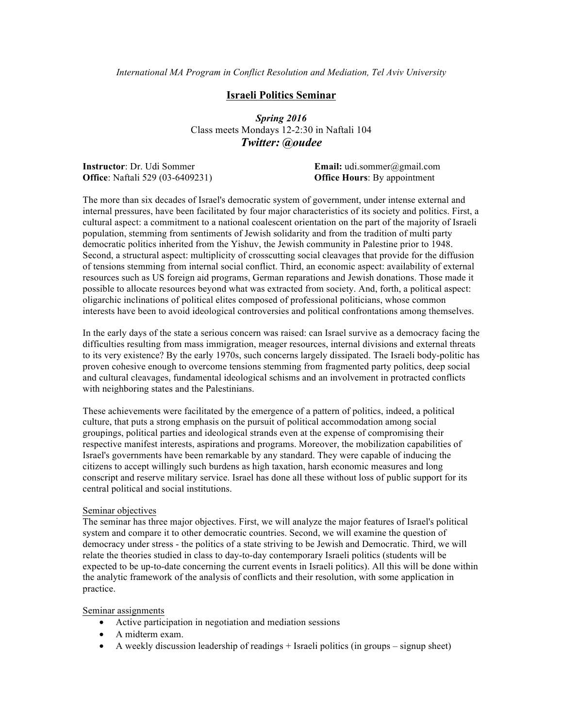*International MA Program in Conflict Resolution and Mediation, Tel Aviv University*

# Israeli Politics Seminar

***Spring 2016***

Class meets Mondays 12-2:30 in Naftali 104

***Twitter: @oudee***

**Instructor**: Dr. Udi Sommer
**Office**: Naftali 529 (03-6409231)

**Email:** udi.sommer@gmail.com
**Office Hours**: By appointment

The more than six decades of Israel's democratic system of government, under intense external and internal pressures, have been facilitated by four major characteristics of its society and politics. First, a cultural aspect: a commitment to a national coalescent orientation on the part of the majority of Israeli population, stemming from sentiments of Jewish solidarity and from the tradition of multi party democratic politics inherited from the Yishuv, the Jewish community in Palestine prior to 1948. Second, a structural aspect: multiplicity of crosscutting social cleavages that provide for the diffusion of tensions stemming from internal social conflict. Third, an economic aspect: availability of external resources such as US foreign aid programs, German reparations and Jewish donations. Those made it possible to allocate resources beyond what was extracted from society. And, forth, a political aspect: oligarchic inclinations of political elites composed of professional politicians, whose common interests have been to avoid ideological controversies and political confrontations among themselves.

In the early days of the state a serious concern was raised: can Israel survive as a democracy facing the difficulties resulting from mass immigration, meager resources, internal divisions and external threats to its very existence? By the early 1970s, such concerns largely dissipated. The Israeli body-politic has proven cohesive enough to overcome tensions stemming from fragmented party politics, deep social and cultural cleavages, fundamental ideological schisms and an involvement in protracted conflicts with neighboring states and the Palestinians.

These achievements were facilitated by the emergence of a pattern of politics, indeed, a political culture, that puts a strong emphasis on the pursuit of political accommodation among social groupings, political parties and ideological strands even at the expense of compromising their respective manifest interests, aspirations and programs. Moreover, the mobilization capabilities of Israel's governments have been remarkable by any standard. They were capable of inducing the citizens to accept willingly such burdens as high taxation, harsh economic measures and long conscript and reserve military service. Israel has done all these without loss of public support for its central political and social institutions.

## Seminar objectives

The seminar has three major objectives. First, we will analyze the major features of Israel's political system and compare it to other democratic countries. Second, we will examine the question of democracy under stress - the politics of a state striving to be Jewish and Democratic. Third, we will relate the theories studied in class to day-to-day contemporary Israeli politics (students will be expected to be up-to-date concerning the current events in Israeli politics). All this will be done within the analytic framework of the analysis of conflicts and their resolution, with some application in practice.

## Seminar assignments

- Active participation in negotiation and mediation sessions
- A midterm exam.
- A weekly discussion leadership of readings + Israeli politics (in groups – signup sheet)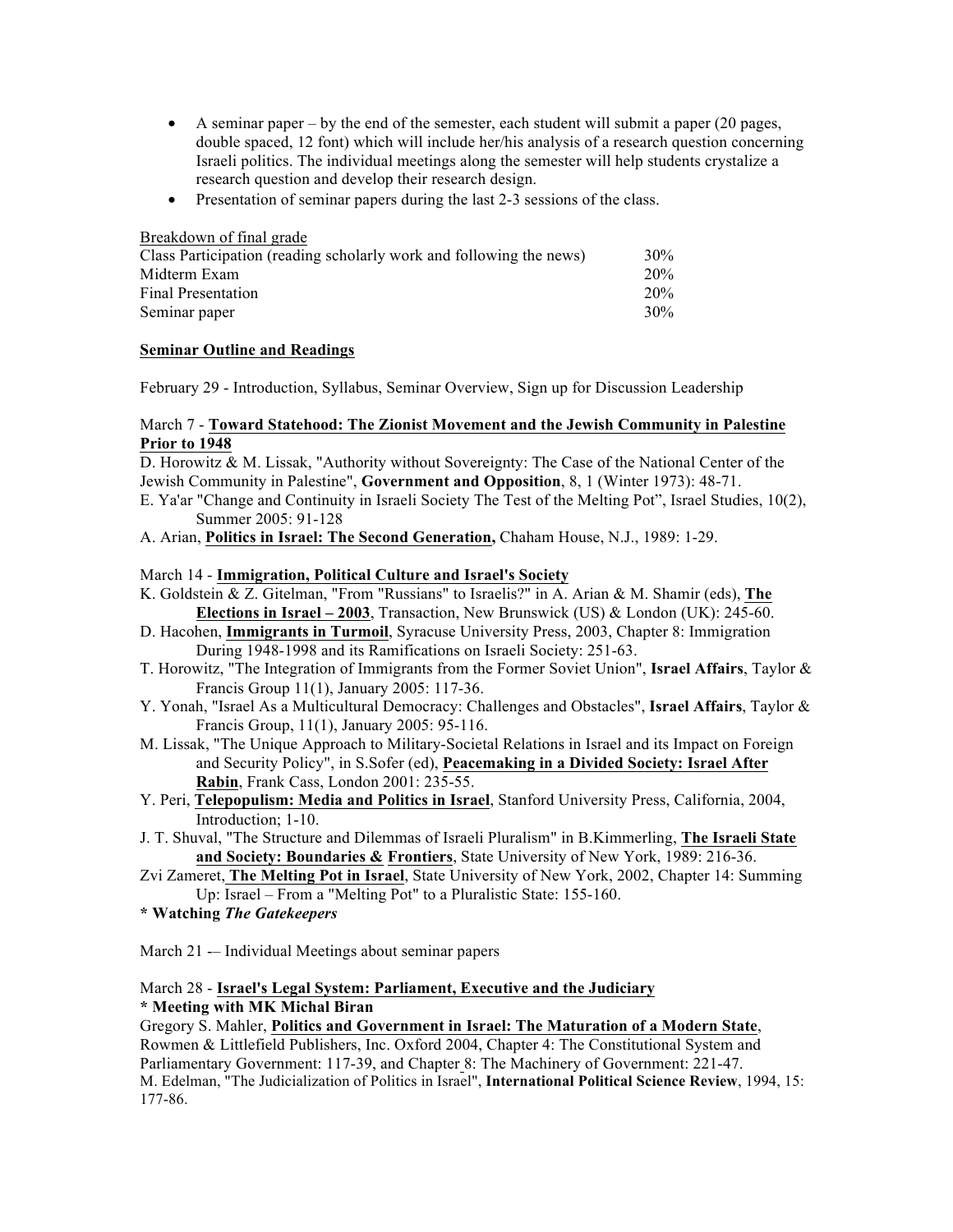- A seminar paper – by the end of the semester, each student will submit a paper (20 pages, double spaced, 12 font) which will include her/his analysis of a research question concerning Israeli politics. The individual meetings along the semester will help students crystalize a research question and develop their research design.
- Presentation of seminar papers during the last 2-3 sessions of the class.

Breakdown of final grade

| | |
|---|---|
| Class Participation (reading scholarly work and following the news) | 30% |
| Midterm Exam | 20% |
| Final Presentation | 20% |
| Seminar paper | 30% |

**Seminar Outline and Readings**

February 29 - Introduction, Syllabus, Seminar Overview, Sign up for Discussion Leadership

March 7 - **Toward Statehood: The Zionist Movement and the Jewish Community in Palestine Prior to 1948**

D. Horowitz & M. Lissak, "Authority without Sovereignty: The Case of the National Center of the Jewish Community in Palestine", **Government and Opposition**, 8, 1 (Winter 1973): 48-71.

E. Ya'ar "Change and Continuity in Israeli Society The Test of the Melting Pot", Israel Studies, 10(2), Summer 2005: 91-128

A. Arian, **Politics in Israel: The Second Generation,** Chaham House, N.J., 1989: 1-29.

March 14 - **Immigration, Political Culture and Israel's Society**

K. Goldstein & Z. Gitelman, "From "Russians" to Israelis?" in A. Arian & M. Shamir (eds), **The Elections in Israel – 2003**, Transaction, New Brunswick (US) & London (UK): 245-60.

D. Hacohen, **Immigrants in Turmoil**, Syracuse University Press, 2003, Chapter 8: Immigration During 1948-1998 and its Ramifications on Israeli Society: 251-63.

T. Horowitz, "The Integration of Immigrants from the Former Soviet Union", **Israel Affairs**, Taylor & Francis Group 11(1), January 2005: 117-36.

Y. Yonah, "Israel As a Multicultural Democracy: Challenges and Obstacles", **Israel Affairs**, Taylor & Francis Group, 11(1), January 2005: 95-116.

M. Lissak, "The Unique Approach to Military-Societal Relations in Israel and its Impact on Foreign and Security Policy", in S.Sofer (ed), **Peacemaking in a Divided Society: Israel After Rabin**, Frank Cass, London 2001: 235-55.

Y. Peri, **Telepopulism: Media and Politics in Israel**, Stanford University Press, California, 2004, Introduction; 1-10.

J. T. Shuval, "The Structure and Dilemmas of Israeli Pluralism" in B.Kimmerling, **The Israeli State and Society: Boundaries & Frontiers**, State University of New York, 1989: 216-36.

Zvi Zameret, **The Melting Pot in Israel**, State University of New York, 2002, Chapter 14: Summing Up: Israel – From a "Melting Pot" to a Pluralistic State: 155-160.

**\* Watching *The Gatekeepers***

March 21 -– Individual Meetings about seminar papers

March 28 - **Israel's Legal System: Parliament, Executive and the Judiciary**

**\* Meeting with MK Michal Biran**

Gregory S. Mahler, **Politics and Government in Israel: The Maturation of a Modern State**, Rowmen & Littlefield Publishers, Inc. Oxford 2004, Chapter 4: The Constitutional System and Parliamentary Government: 117-39, and Chapter 8: The Machinery of Government: 221-47.

M. Edelman, "The Judicialization of Politics in Israel", **International Political Science Review**, 1994, 15: 177-86.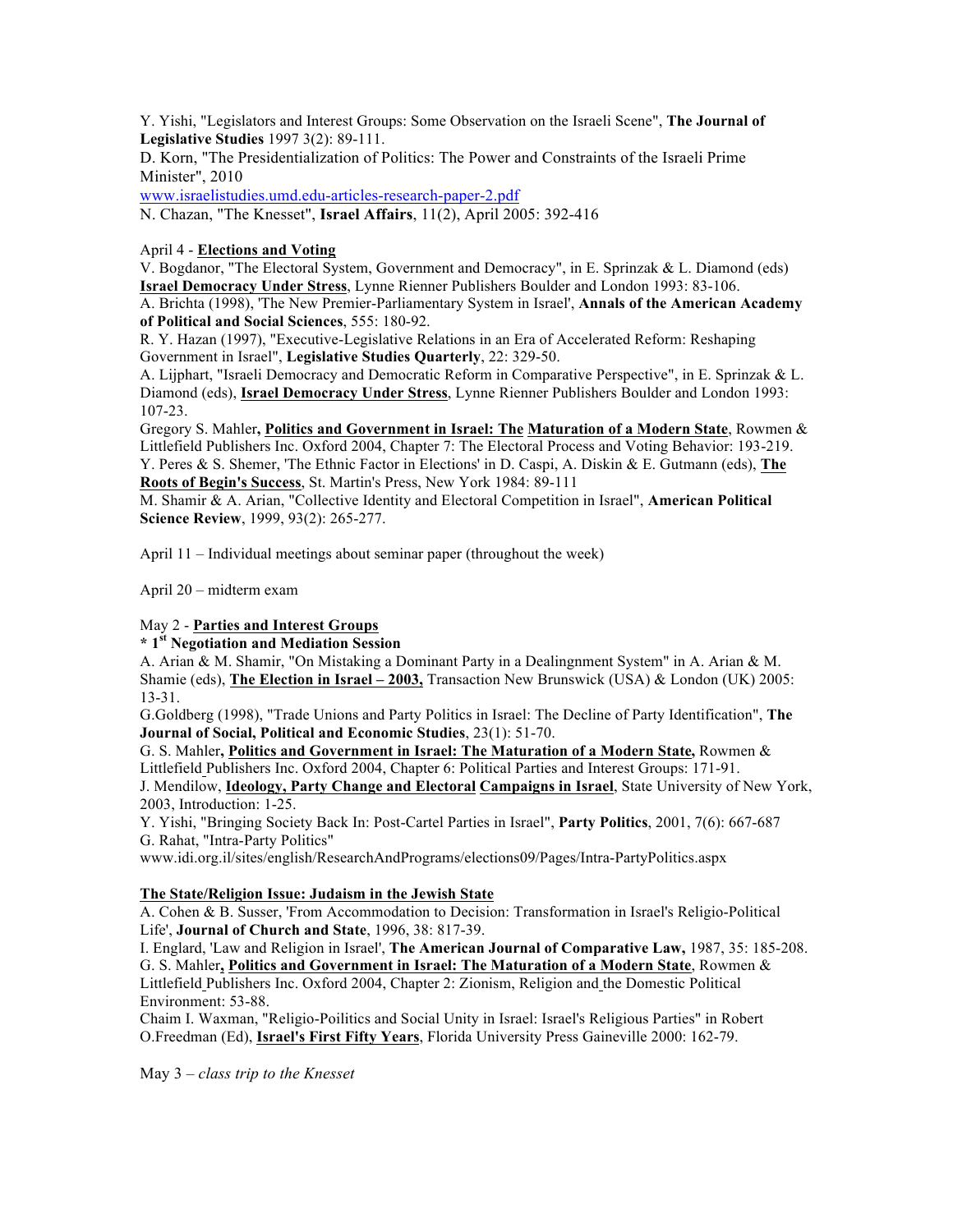Y. Yishi, "Legislators and Interest Groups: Some Observation on the Israeli Scene", **The Journal of Legislative Studies** 1997 3(2): 89-111.
D. Korn, "The Presidentialization of Politics: The Power and Constraints of the Israeli Prime Minister", 2010
www.israelistudies.umd.edu-articles-research-paper-2.pdf
N. Chazan, "The Knesset", **Israel Affairs**, 11(2), April 2005: 392-416

April 4 - **Elections and Voting**
V. Bogdanor, "The Electoral System, Government and Democracy", in E. Sprinzak & L. Diamond (eds) **Israel Democracy Under Stress**, Lynne Rienner Publishers Boulder and London 1993: 83-106.
A. Brichta (1998), 'The New Premier-Parliamentary System in Israel', **Annals of the American Academy of Political and Social Sciences**, 555: 180-92.
R. Y. Hazan (1997), "Executive-Legislative Relations in an Era of Accelerated Reform: Reshaping Government in Israel", **Legislative Studies Quarterly**, 22: 329-50.
A. Lijphart, "Israeli Democracy and Democratic Reform in Comparative Perspective", in E. Sprinzak & L. Diamond (eds), **Israel Democracy Under Stress**, Lynne Rienner Publishers Boulder and London 1993: 107-23.
Gregory S. Mahler**, Politics and Government in Israel: The Maturation of a Modern State**, Rowmen & Littlefield Publishers Inc. Oxford 2004, Chapter 7: The Electoral Process and Voting Behavior: 193-219.
Y. Peres & S. Shemer, 'The Ethnic Factor in Elections' in D. Caspi, A. Diskin & E. Gutmann (eds), **The Roots of Begin's Success**, St. Martin's Press, New York 1984: 89-111
M. Shamir & A. Arian, "Collective Identity and Electoral Competition in Israel", **American Political Science Review**, 1999, 93(2): 265-277.

April 11 – Individual meetings about seminar paper (throughout the week)

April 20 – midterm exam

May 2 - **Parties and Interest Groups**
**\* 1st Negotiation and Mediation Session**
A. Arian & M. Shamir, "On Mistaking a Dominant Party in a Dealingnment System" in A. Arian & M. Shamie (eds), **The Election in Israel – 2003,** Transaction New Brunswick (USA) & London (UK) 2005: 13-31.
G.Goldberg (1998), "Trade Unions and Party Politics in Israel: The Decline of Party Identification", **The Journal of Social, Political and Economic Studies**, 23(1): 51-70.
G. S. Mahler**, Politics and Government in Israel: The Maturation of a Modern State,** Rowmen & Littlefield Publishers Inc. Oxford 2004, Chapter 6: Political Parties and Interest Groups: 171-91.
J. Mendilow, **Ideology, Party Change and Electoral Campaigns in Israel**, State University of New York, 2003, Introduction: 1-25.
Y. Yishi, "Bringing Society Back In: Post-Cartel Parties in Israel", **Party Politics**, 2001, 7(6): 667-687
G. Rahat, "Intra-Party Politics"
www.idi.org.il/sites/english/ResearchAndPrograms/elections09/Pages/Intra-PartyPolitics.aspx

**The State/Religion Issue: Judaism in the Jewish State**
A. Cohen & B. Susser, 'From Accommodation to Decision: Transformation in Israel's Religio-Political Life', **Journal of Church and State**, 1996, 38: 817-39.
I. Englard, 'Law and Religion in Israel', **The American Journal of Comparative Law,** 1987, 35: 185-208.
G. S. Mahler**, Politics and Government in Israel: The Maturation of a Modern State**, Rowmen & Littlefield Publishers Inc. Oxford 2004, Chapter 2: Zionism, Religion and the Domestic Political Environment: 53-88.
Chaim I. Waxman, "Religio-Poilitics and Social Unity in Israel: Israel's Religious Parties" in Robert O.Freedman (Ed), **Israel's First Fifty Years**, Florida University Press Gaineville 2000: 162-79.

May 3 – *class trip to the Knesset*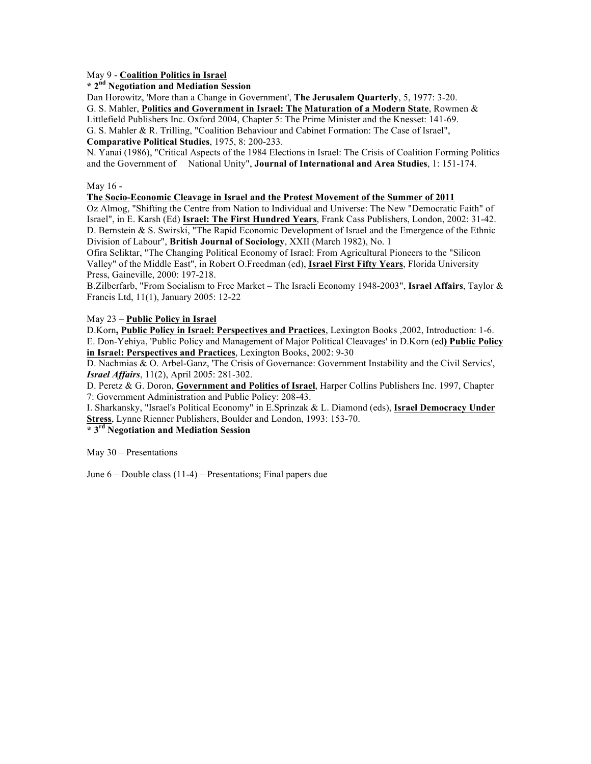May 9 - **Coalition Politics in Israel**

**\* 2nd Negotiation and Mediation Session**

Dan Horowitz, 'More than a Change in Government', **The Jerusalem Quarterly**, 5, 1977: 3-20.

G. S. Mahler, **Politics and Government in Israel: The Maturation of a Modern State**, Rowmen & Littlefield Publishers Inc. Oxford 2004, Chapter 5: The Prime Minister and the Knesset: 141-69.

G. S. Mahler & R. Trilling, "Coalition Behaviour and Cabinet Formation: The Case of Israel", **Comparative Political Studies**, 1975, 8: 200-233.

N. Yanai (1986), "Critical Aspects of the 1984 Elections in Israel: The Crisis of Coalition Forming Politics and the Government of National Unity", **Journal of International and Area Studies**, 1: 151-174.

May 16 -

**The Socio-Economic Cleavage in Israel and the Protest Movement of the Summer of 2011**

Oz Almog, "Shifting the Centre from Nation to Individual and Universe: The New "Democratic Faith" of Israel", in E. Karsh (Ed) **Israel: The First Hundred Years**, Frank Cass Publishers, London, 2002: 31-42.

D. Bernstein & S. Swirski, "The Rapid Economic Development of Israel and the Emergence of the Ethnic Division of Labour", **British Journal of Sociology**, XXII (March 1982), No. 1

Ofira Seliktar, "The Changing Political Economy of Israel: From Agricultural Pioneers to the "Silicon Valley" of the Middle East", in Robert O.Freedman (ed), **Israel First Fifty Years**, Florida University Press, Gaineville, 2000: 197-218.

B.Zilberfarb, "From Socialism to Free Market – The Israeli Economy 1948-2003", **Israel Affairs**, Taylor & Francis Ltd, 11(1), January 2005: 12-22

May 23 – **Public Policy in Israel**

D.Korn**, Public Policy in Israel: Perspectives and Practices**, Lexington Books ,2002, Introduction: 1-6.

E. Don-Yehiya, 'Public Policy and Management of Major Political Cleavages' in D.Korn (ed**) Public Policy in Israel: Perspectives and Practices**, Lexington Books, 2002: 9-30

D. Nachmias & O. Arbel-Ganz, 'The Crisis of Governance: Government Instability and the Civil Servics', ***Israel Affairs***, 11(2), April 2005: 281-302.

D. Peretz & G. Doron, **Government and Politics of Israel**, Harper Collins Publishers Inc. 1997, Chapter 7: Government Administration and Public Policy: 208-43.

I. Sharkansky, "Israel's Political Economy" in E.Sprinzak & L. Diamond (eds), **Israel Democracy Under Stress**, Lynne Rienner Publishers, Boulder and London, 1993: 153-70.

**\* 3rd Negotiation and Mediation Session**

May 30 – Presentations

June 6 – Double class (11-4) – Presentations; Final papers due